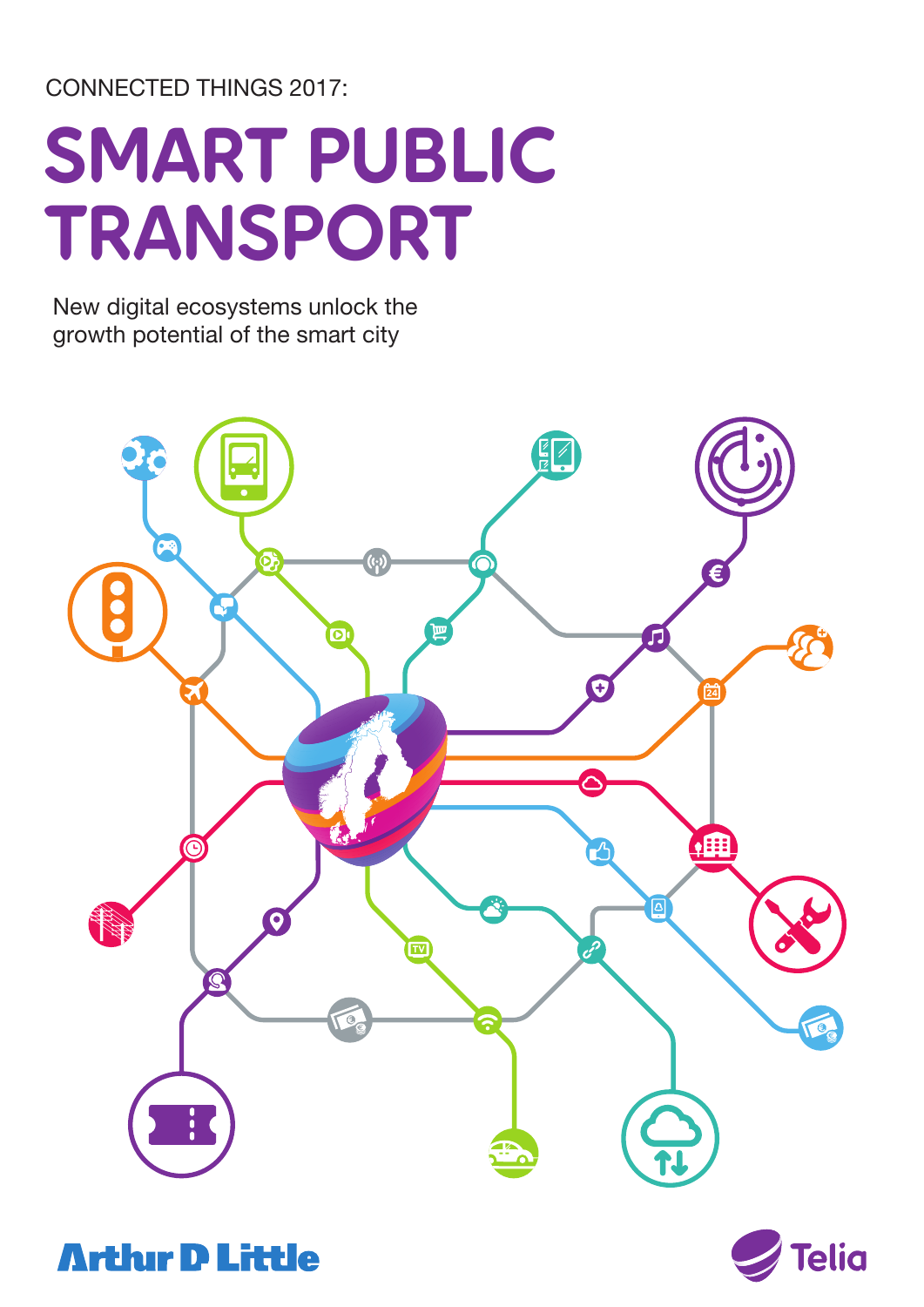CONNECTED THINGS 2017:

# SMART PUBLIC TRANSPORT

New digital ecosystems unlock the growth potential of the smart city

Arthur D Little

Telia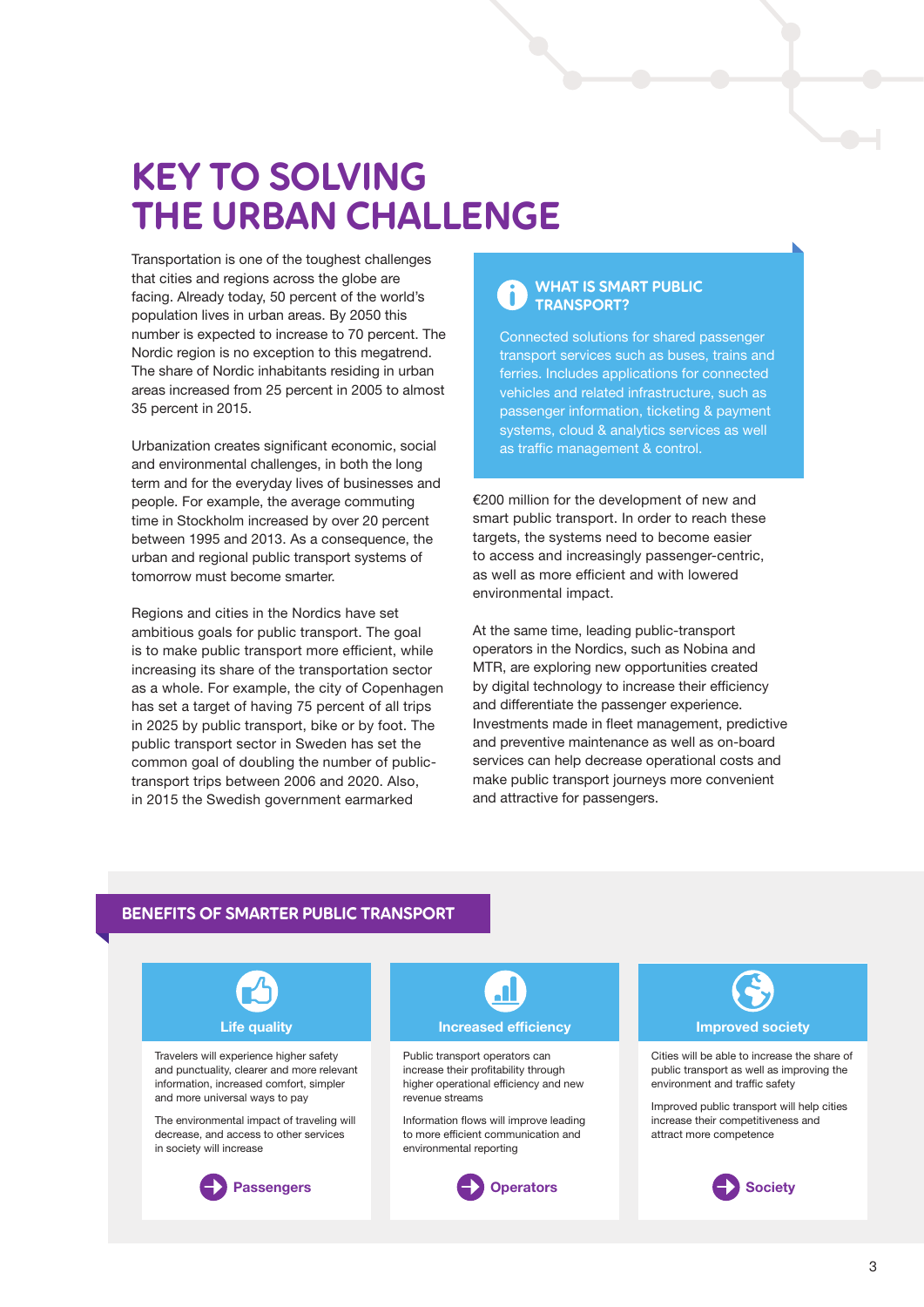// Layout: two body columns with a sidebar box top-right and a three-panel benefits section at the bottom; merged into single-column reading order.
# KEY TO SOLVING THE URBAN CHALLENGE

Transportation is one of the toughest challenges that cities and regions across the globe are facing. Already today, 50 percent of the world's population lives in urban areas. By 2050 this number is expected to increase to 70 percent. The Nordic region is no exception to this megatrend. The share of Nordic inhabitants residing in urban areas increased from 25 percent in 2005 to almost 35 percent in 2015.

Urbanization creates significant economic, social and environmental challenges, in both the long term and for the everyday lives of businesses and people. For example, the average commuting time in Stockholm increased by over 20 percent between 1995 and 2013. As a consequence, the urban and regional public transport systems of tomorrow must become smarter.

Regions and cities in the Nordics have set ambitious goals for public transport. The goal is to make public transport more efficient, while increasing its share of the transportation sector as a whole. For example, the city of Copenhagen has set a target of having 75 percent of all trips in 2025 by public transport, bike or by foot. The public transport sector in Sweden has set the common goal of doubling the number of public-transport trips between 2006 and 2020. Also, in 2015 the Swedish government earmarked €200 million for the development of new and smart public transport. In order to reach these targets, the systems need to become easier to access and increasingly passenger-centric, as well as more efficient and with lowered environmental impact.

At the same time, leading public-transport operators in the Nordics, such as Nobina and MTR, are exploring new opportunities created by digital technology to increase their efficiency and differentiate the passenger experience. Investments made in fleet management, predictive and preventive maintenance as well as on-board services can help decrease operational costs and make public transport journeys more convenient and attractive for passengers.

### WHAT IS SMART PUBLIC TRANSPORT?

Connected solutions for shared passenger transport services such as buses, trains and ferries. Includes applications for connected vehicles and related infrastructure, such as passenger information, ticketing & payment systems, cloud & analytics services as well as traffic management & control.

## BENEFITS OF SMARTER PUBLIC TRANSPORT

### Life quality

Travelers will experience higher safety and punctuality, clearer and more relevant information, increased comfort, simpler and more universal ways to pay

The environmental impact of traveling will decrease, and access to other services in society will increase

**Passengers**

### Increased efficiency

Public transport operators can increase their profitability through higher operational efficiency and new revenue streams

Information flows will improve leading to more efficient communication and environmental reporting

**Operators**

### Improved society

Cities will be able to increase the share of public transport as well as improving the environment and traffic safety

Improved public transport will help cities increase their competitiveness and attract more competence

**Society**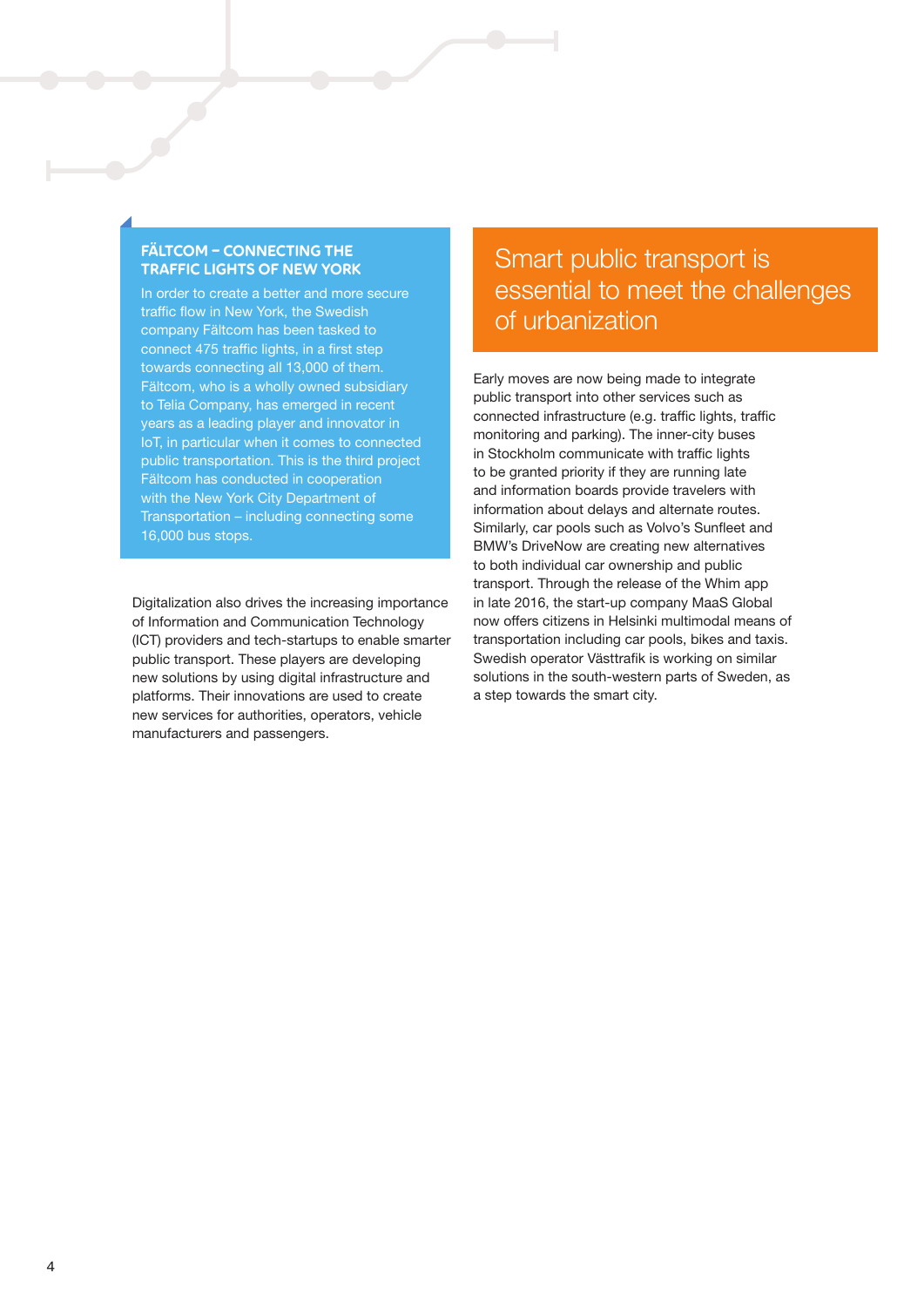### FÄLTCOM – CONNECTING THE TRAFFIC LIGHTS OF NEW YORK

In order to create a better and more secure traffic flow in New York, the Swedish company Fältcom has been tasked to connect 475 traffic lights, in a first step towards connecting all 13,000 of them. Fältcom, who is a wholly owned subsidiary to Telia Company, has emerged in recent years as a leading player and innovator in IoT, in particular when it comes to connected public transportation. This is the third project Fältcom has conducted in cooperation with the New York City Department of Transportation – including connecting some 16,000 bus stops.

Digitalization also drives the increasing importance of Information and Communication Technology (ICT) providers and tech-startups to enable smarter public transport. These players are developing new solutions by using digital infrastructure and platforms. Their innovations are used to create new services for authorities, operators, vehicle manufacturers and passengers.

## Smart public transport is essential to meet the challenges of urbanization

Early moves are now being made to integrate public transport into other services such as connected infrastructure (e.g. traffic lights, traffic monitoring and parking). The inner-city buses in Stockholm communicate with traffic lights to be granted priority if they are running late and information boards provide travelers with information about delays and alternate routes. Similarly, car pools such as Volvo's Sunfleet and BMW's DriveNow are creating new alternatives to both individual car ownership and public transport. Through the release of the Whim app in late 2016, the start-up company MaaS Global now offers citizens in Helsinki multimodal means of transportation including car pools, bikes and taxis. Swedish operator Västtrafik is working on similar solutions in the south-western parts of Sweden, as a step towards the smart city.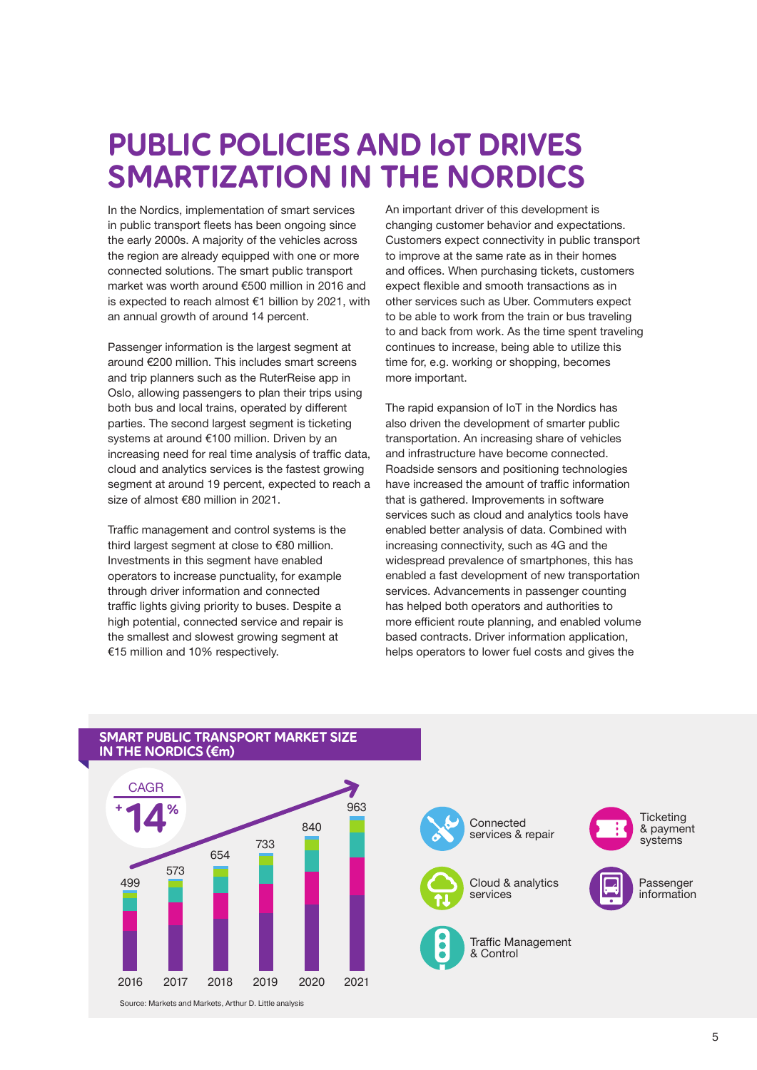# PUBLIC POLICIES AND IoT DRIVES SMARTIZATION IN THE NORDICS

In the Nordics, implementation of smart services in public transport fleets has been ongoing since the early 2000s. A majority of the vehicles across the region are already equipped with one or more connected solutions. The smart public transport market was worth around €500 million in 2016 and is expected to reach almost €1 billion by 2021, with an annual growth of around 14 percent.

Passenger information is the largest segment at around €200 million. This includes smart screens and trip planners such as the RuterReise app in Oslo, allowing passengers to plan their trips using both bus and local trains, operated by different parties. The second largest segment is ticketing systems at around €100 million. Driven by an increasing need for real time analysis of traffic data, cloud and analytics services is the fastest growing segment at around 19 percent, expected to reach a size of almost €80 million in 2021.

Traffic management and control systems is the third largest segment at close to €80 million. Investments in this segment have enabled operators to increase punctuality, for example through driver information and connected traffic lights giving priority to buses. Despite a high potential, connected service and repair is the smallest and slowest growing segment at €15 million and 10% respectively.

An important driver of this development is changing customer behavior and expectations. Customers expect connectivity in public transport to improve at the same rate as in their homes and offices. When purchasing tickets, customers expect flexible and smooth transactions as in other services such as Uber. Commuters expect to be able to work from the train or bus traveling to and back from work. As the time spent traveling continues to increase, being able to utilize this time for, e.g. working or shopping, becomes more important.

The rapid expansion of IoT in the Nordics has also driven the development of smarter public transportation. An increasing share of vehicles and infrastructure have become connected. Roadside sensors and positioning technologies have increased the amount of traffic information that is gathered. Improvements in software services such as cloud and analytics tools have enabled better analysis of data. Combined with increasing connectivity, such as 4G and the widespread prevalence of smartphones, this has enabled a fast development of new transportation services. Advancements in passenger counting has helped both operators and authorities to more efficient route planning, and enabled volume based contracts. Driver information application, helps operators to lower fuel costs and gives the

**SMART PUBLIC TRANSPORT MARKET SIZE IN THE NORDICS (€m)**

CAGR +14%

| Year | 2016 | 2017 | 2018 | 2019 | 2020 | 2021 |
|---|---|---|---|---|---|---|
| Market size (€m) | 499 | 573 | 654 | 733 | 840 | 963 |

Segments: Connected services & repair; Cloud & analytics services; Traffic Management & Control; Ticketing & payment systems; Passenger information

Source: Markets and Markets, Arthur D. Little analysis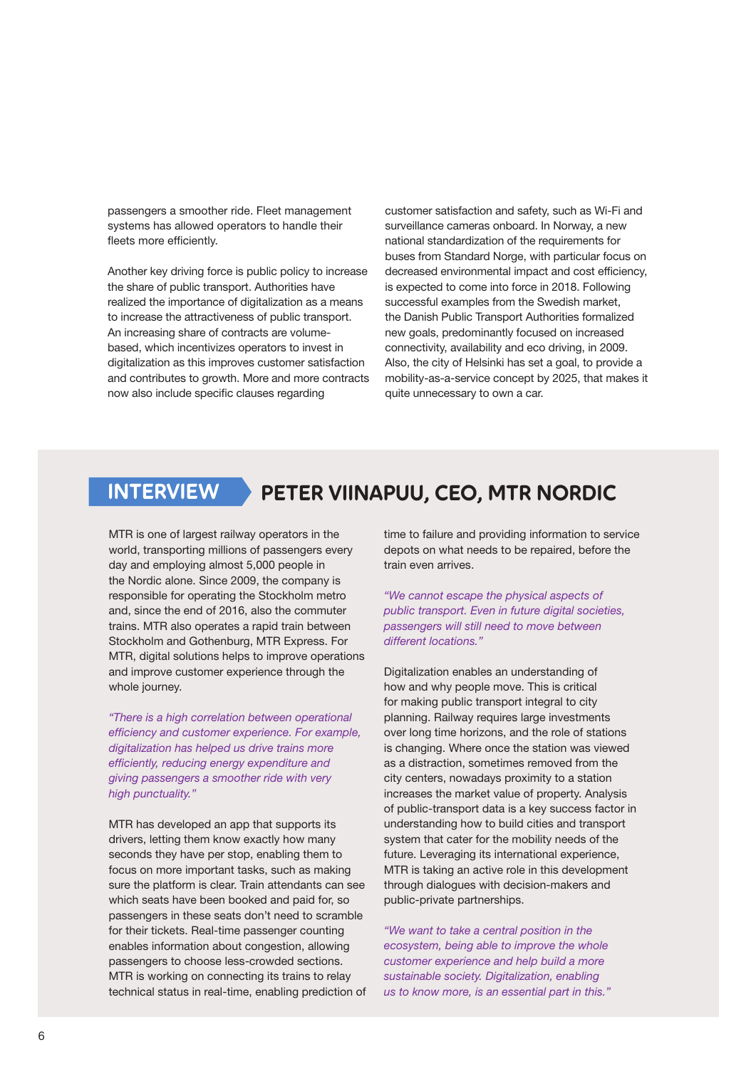passengers a smoother ride. Fleet management systems has allowed operators to handle their fleets more efficiently.

Another key driving force is public policy to increase the share of public transport. Authorities have realized the importance of digitalization as a means to increase the attractiveness of public transport. An increasing share of contracts are volume-based, which incentivizes operators to invest in digitalization as this improves customer satisfaction and contributes to growth. More and more contracts now also include specific clauses regarding customer satisfaction and safety, such as Wi-Fi and surveillance cameras onboard. In Norway, a new national standardization of the requirements for buses from Standard Norge, with particular focus on decreased environmental impact and cost efficiency, is expected to come into force in 2018. Following successful examples from the Swedish market, the Danish Public Transport Authorities formalized new goals, predominantly focused on increased connectivity, availability and eco driving, in 2009. Also, the city of Helsinki has set a goal, to provide a mobility-as-a-service concept by 2025, that makes it quite unnecessary to own a car.

## INTERVIEW PETER VIINAPUU, CEO, MTR NORDIC

MTR is one of largest railway operators in the world, transporting millions of passengers every day and employing almost 5,000 people in the Nordic alone. Since 2009, the company is responsible for operating the Stockholm metro and, since the end of 2016, also the commuter trains. MTR also operates a rapid train between Stockholm and Gothenburg, MTR Express. For MTR, digital solutions helps to improve operations and improve customer experience through the whole journey.

*"There is a high correlation between operational efficiency and customer experience. For example, digitalization has helped us drive trains more efficiently, reducing energy expenditure and giving passengers a smoother ride with very high punctuality."*

MTR has developed an app that supports its drivers, letting them know exactly how many seconds they have per stop, enabling them to focus on more important tasks, such as making sure the platform is clear. Train attendants can see which seats have been booked and paid for, so passengers in these seats don't need to scramble for their tickets. Real-time passenger counting enables information about congestion, allowing passengers to choose less-crowded sections. MTR is working on connecting its trains to relay technical status in real-time, enabling prediction of time to failure and providing information to service depots on what needs to be repaired, before the train even arrives.

*"We cannot escape the physical aspects of public transport. Even in future digital societies, passengers will still need to move between different locations."*

Digitalization enables an understanding of how and why people move. This is critical for making public transport integral to city planning. Railway requires large investments over long time horizons, and the role of stations is changing. Where once the station was viewed as a distraction, sometimes removed from the city centers, nowadays proximity to a station increases the market value of property. Analysis of public-transport data is a key success factor in understanding how to build cities and transport system that cater for the mobility needs of the future. Leveraging its international experience, MTR is taking an active role in this development through dialogues with decision-makers and public-private partnerships.

*"We want to take a central position in the ecosystem, being able to improve the whole customer experience and help build a more sustainable society. Digitalization, enabling us to know more, is an essential part in this."*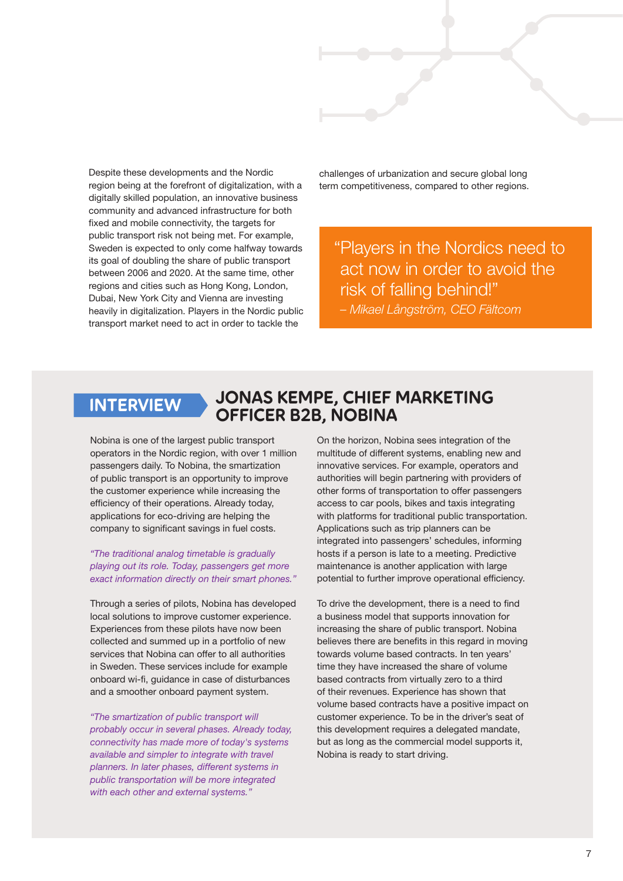Despite these developments and the Nordic region being at the forefront of digitalization, with a digitally skilled population, an innovative business community and advanced infrastructure for both fixed and mobile connectivity, the targets for public transport risk not being met. For example, Sweden is expected to only come halfway towards its goal of doubling the share of public transport between 2006 and 2020. At the same time, other regions and cities such as Hong Kong, London, Dubai, New York City and Vienna are investing heavily in digitalization. Players in the Nordic public transport market need to act in order to tackle the challenges of urbanization and secure global long term competitiveness, compared to other regions.

> "Players in the Nordics need to act now in order to avoid the risk of falling behind!"
> *– Mikael Långström, CEO Fältcom*

## INTERVIEW: JONAS KEMPE, CHIEF MARKETING OFFICER B2B, NOBINA

Nobina is one of the largest public transport operators in the Nordic region, with over 1 million passengers daily. To Nobina, the smartization of public transport is an opportunity to improve the customer experience while increasing the efficiency of their operations. Already today, applications for eco-driving are helping the company to significant savings in fuel costs.

*"The traditional analog timetable is gradually playing out its role. Today, passengers get more exact information directly on their smart phones."*

Through a series of pilots, Nobina has developed local solutions to improve customer experience. Experiences from these pilots have now been collected and summed up in a portfolio of new services that Nobina can offer to all authorities in Sweden. These services include for example onboard wi-fi, guidance in case of disturbances and a smoother onboard payment system.

*"The smartization of public transport will probably occur in several phases. Already today, connectivity has made more of today's systems available and simpler to integrate with travel planners. In later phases, different systems in public transportation will be more integrated with each other and external systems."*

On the horizon, Nobina sees integration of the multitude of different systems, enabling new and innovative services. For example, operators and authorities will begin partnering with providers of other forms of transportation to offer passengers access to car pools, bikes and taxis integrating with platforms for traditional public transportation. Applications such as trip planners can be integrated into passengers' schedules, informing hosts if a person is late to a meeting. Predictive maintenance is another application with large potential to further improve operational efficiency.

To drive the development, there is a need to find a business model that supports innovation for increasing the share of public transport. Nobina believes there are benefits in this regard in moving towards volume based contracts. In ten years' time they have increased the share of volume based contracts from virtually zero to a third of their revenues. Experience has shown that volume based contracts have a positive impact on customer experience. To be in the driver's seat of this development requires a delegated mandate, but as long as the commercial model supports it, Nobina is ready to start driving.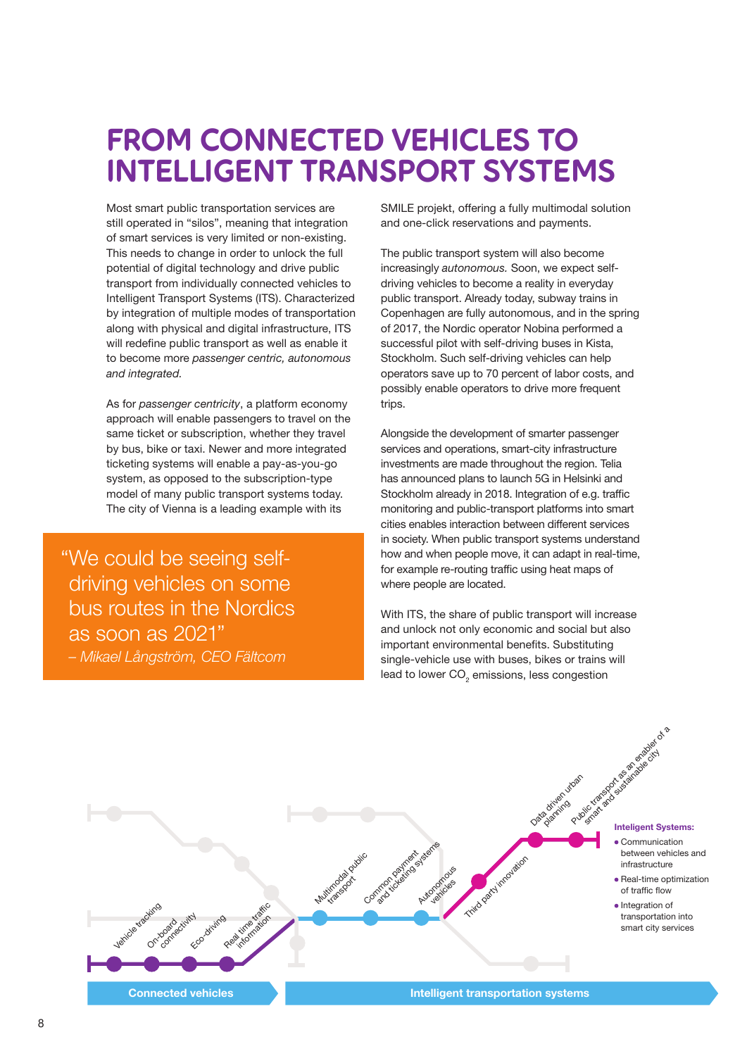# FROM CONNECTED VEHICLES TO INTELLIGENT TRANSPORT SYSTEMS

Most smart public transportation services are still operated in "silos", meaning that integration of smart services is very limited or non-existing. This needs to change in order to unlock the full potential of digital technology and drive public transport from individually connected vehicles to Intelligent Transport Systems (ITS). Characterized by integration of multiple modes of transportation along with physical and digital infrastructure, ITS will redefine public transport as well as enable it to become more *passenger centric, autonomous and integrated.*

As for *passenger centricity*, a platform economy approach will enable passengers to travel on the same ticket or subscription, whether they travel by bus, bike or taxi. Newer and more integrated ticketing systems will enable a pay-as-you-go system, as opposed to the subscription-type model of many public transport systems today. The city of Vienna is a leading example with its SMILE projekt, offering a fully multimodal solution and one-click reservations and payments.

> "We could be seeing self-driving vehicles on some bus routes in the Nordics as soon as 2021"
> *– Mikael Långström, CEO Fältcom*

The public transport system will also become increasingly *autonomous.* Soon, we expect self-driving vehicles to become a reality in everyday public transport. Already today, subway trains in Copenhagen are fully autonomous, and in the spring of 2017, the Nordic operator Nobina performed a successful pilot with self-driving buses in Kista, Stockholm. Such self-driving vehicles can help operators save up to 70 percent of labor costs, and possibly enable operators to drive more frequent trips.

Alongside the development of smarter passenger services and operations, smart-city infrastructure investments are made throughout the region. Telia has announced plans to launch 5G in Helsinki and Stockholm already in 2018. Integration of e.g. traffic monitoring and public-transport platforms into smart cities enables interaction between different services in society. When public transport systems understand how and when people move, it can adapt in real-time, for example re-routing traffic using heat maps of where people are located.

With ITS, the share of public transport will increase and unlock not only economic and social but also important environmental benefits. Substituting single-vehicle use with buses, bikes or trains will lead to lower $CO_2$ emissions, less congestion

Vehicle tracking, On-board connectivity, Eco-driving, Real time traffic information, Multimodal public transport, Common payment and ticketing systems, Autonomous vehicles, Third party innovation, Data driven urban planning, Public transport as an enabler of a smart and sustainable city

**Inteligent Systems:**

- Communication between vehicles and infrastructure
- Real-time optimization of traffic flow
- Integration of transportation into smart city services

**Connected vehicles** | **Intelligent transportation systems**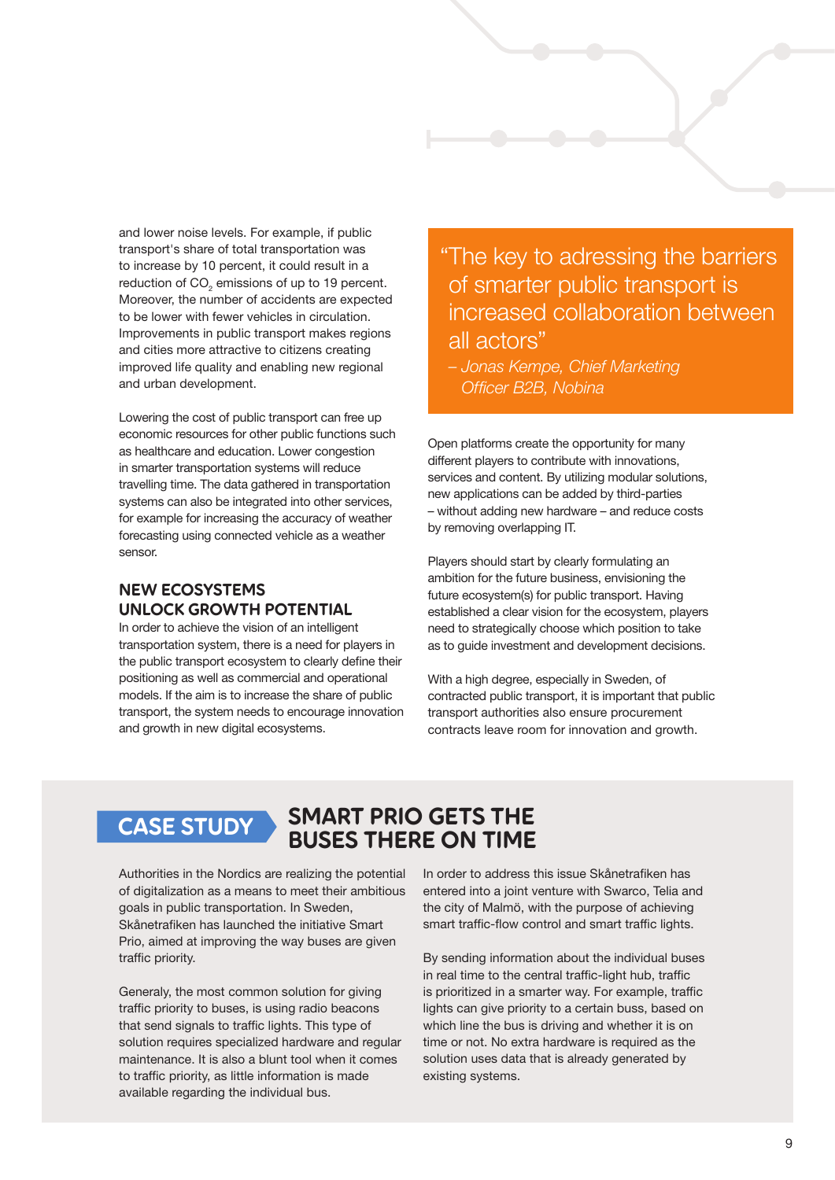and lower noise levels. For example, if public transport's share of total transportation was to increase by 10 percent, it could result in a reduction of $CO_2$ emissions of up to 19 percent. Moreover, the number of accidents are expected to be lower with fewer vehicles in circulation. Improvements in public transport makes regions and cities more attractive to citizens creating improved life quality and enabling new regional and urban development.

Lowering the cost of public transport can free up economic resources for other public functions such as healthcare and education. Lower congestion in smarter transportation systems will reduce travelling time. The data gathered in transportation systems can also be integrated into other services, for example for increasing the accuracy of weather forecasting using connected vehicle as a weather sensor.

## NEW ECOSYSTEMS UNLOCK GROWTH POTENTIAL

In order to achieve the vision of an intelligent transportation system, there is a need for players in the public transport ecosystem to clearly define their positioning as well as commercial and operational models. If the aim is to increase the share of public transport, the system needs to encourage innovation and growth in new digital ecosystems.

> "The key to adressing the barriers of smarter public transport is increased collaboration between all actors"
>
> *– Jonas Kempe, Chief Marketing Officer B2B, Nobina*

Open platforms create the opportunity for many different players to contribute with innovations, services and content. By utilizing modular solutions, new applications can be added by third-parties – without adding new hardware – and reduce costs by removing overlapping IT.

Players should start by clearly formulating an ambition for the future business, envisioning the future ecosystem(s) for public transport. Having established a clear vision for the ecosystem, players need to strategically choose which position to take as to guide investment and development decisions.

With a high degree, especially in Sweden, of contracted public transport, it is important that public transport authorities also ensure procurement contracts leave room for innovation and growth.

## CASE STUDY: SMART PRIO GETS THE BUSES THERE ON TIME

Authorities in the Nordics are realizing the potential of digitalization as a means to meet their ambitious goals in public transportation. In Sweden, Skånetrafiken has launched the initiative Smart Prio, aimed at improving the way buses are given traffic priority.

Generaly, the most common solution for giving traffic priority to buses, is using radio beacons that send signals to traffic lights. This type of solution requires specialized hardware and regular maintenance. It is also a blunt tool when it comes to traffic priority, as little information is made available regarding the individual bus.

In order to address this issue Skånetrafiken has entered into a joint venture with Swarco, Telia and the city of Malmö, with the purpose of achieving smart traffic-flow control and smart traffic lights.

By sending information about the individual buses in real time to the central traffic-light hub, traffic is prioritized in a smarter way. For example, traffic lights can give priority to a certain buss, based on which line the bus is driving and whether it is on time or not. No extra hardware is required as the solution uses data that is already generated by existing systems.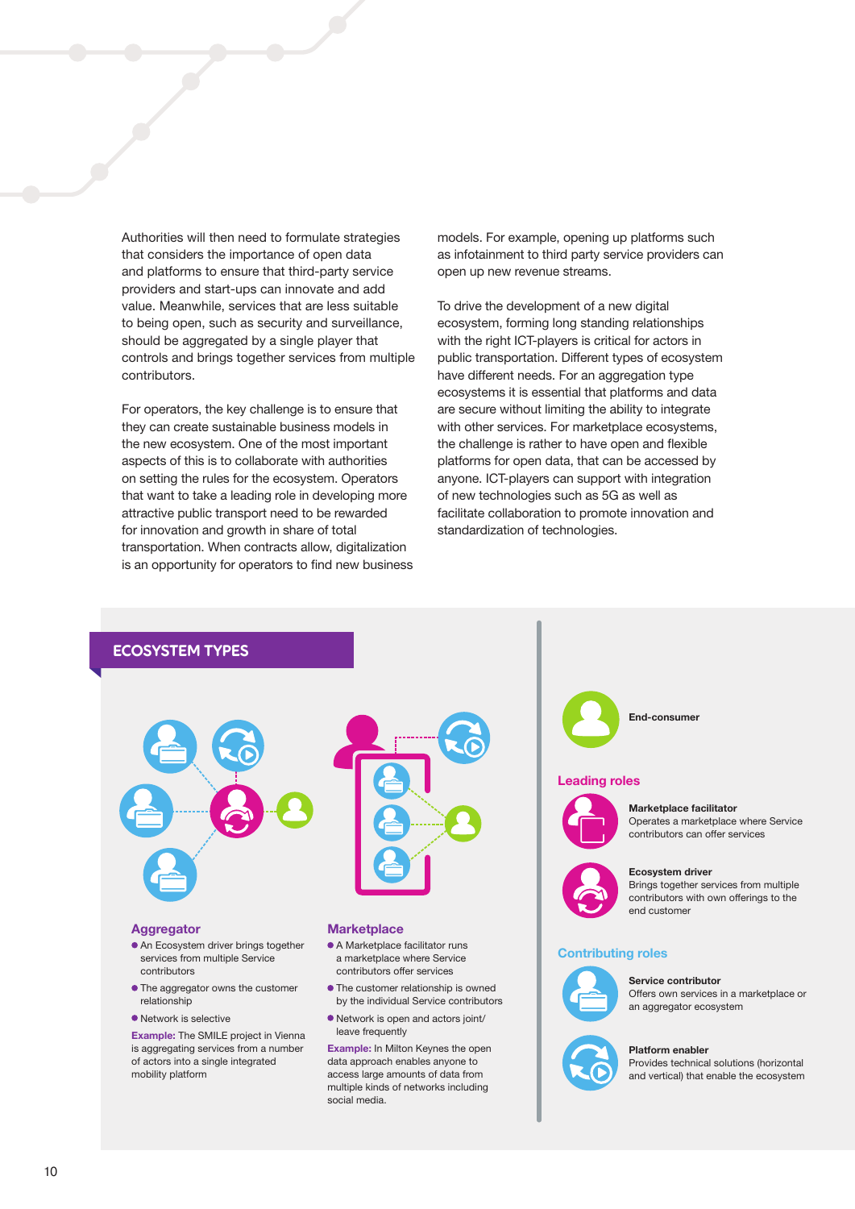Authorities will then need to formulate strategies that considers the importance of open data and platforms to ensure that third-party service providers and start-ups can innovate and add value. Meanwhile, services that are less suitable to being open, such as security and surveillance, should be aggregated by a single player that controls and brings together services from multiple contributors.

For operators, the key challenge is to ensure that they can create sustainable business models in the new ecosystem. One of the most important aspects of this is to collaborate with authorities on setting the rules for the ecosystem. Operators that want to take a leading role in developing more attractive public transport need to be rewarded for innovation and growth in share of total transportation. When contracts allow, digitalization is an opportunity for operators to find new business models. For example, opening up platforms such as infotainment to third party service providers can open up new revenue streams.

To drive the development of a new digital ecosystem, forming long standing relationships with the right ICT-players is critical for actors in public transportation. Different types of ecosystem have different needs. For an aggregation type ecosystems it is essential that platforms and data are secure without limiting the ability to integrate with other services. For marketplace ecosystems, the challenge is rather to have open and flexible platforms for open data, that can be accessed by anyone. ICT-players can support with integration of new technologies such as 5G as well as facilitate collaboration to promote innovation and standardization of technologies.

## ECOSYSTEM TYPES

### Aggregator

- An Ecosystem driver brings together services from multiple Service contributors
- The aggregator owns the customer relationship
- Network is selective

**Example:** The SMILE project in Vienna is aggregating services from a number of actors into a single integrated mobility platform

### Marketplace

- A Marketplace facilitator runs a marketplace where Service contributors offer services
- The customer relationship is owned by the individual Service contributors
- Network is open and actors joint/leave frequently

**Example:** In Milton Keynes the open data approach enables anyone to access large amounts of data from multiple kinds of networks including social media.

**End-consumer**

### Leading roles

**Marketplace facilitator**
Operates a marketplace where Service contributors can offer services

**Ecosystem driver**
Brings together services from multiple contributors with own offerings to the end customer

### Contributing roles

**Service contributor**
Offers own services in a marketplace or an aggregator ecosystem

**Platform enabler**
Provides technical solutions (horizontal and vertical) that enable the ecosystem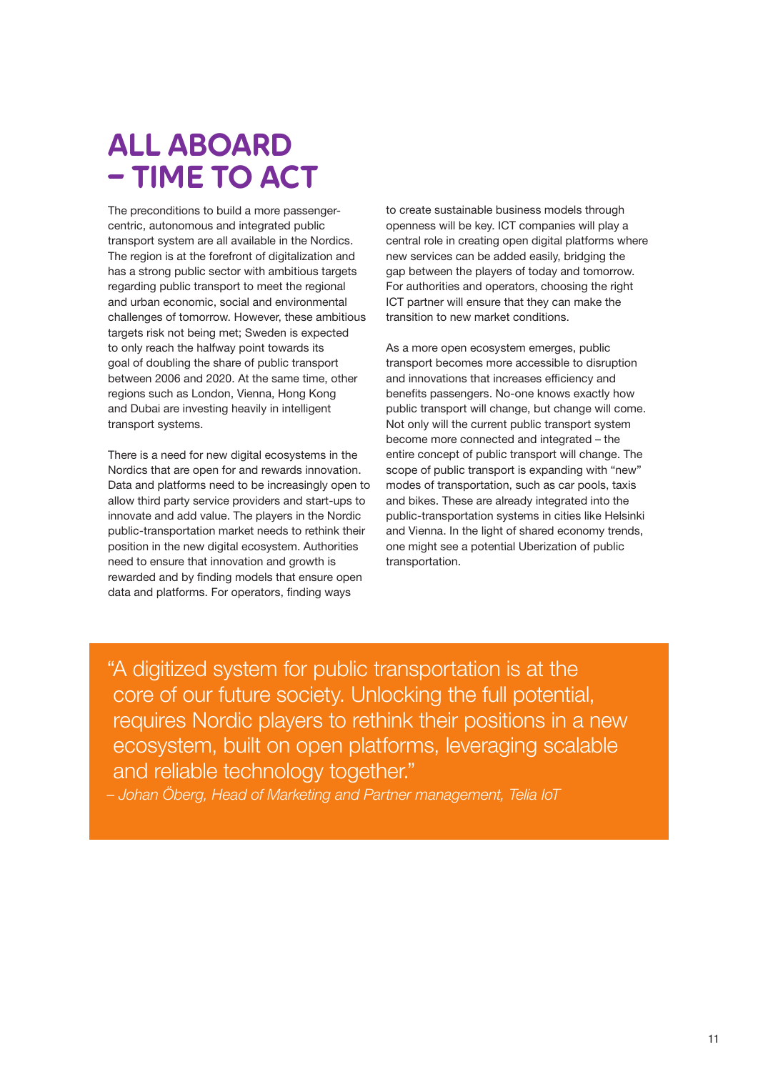# ALL ABOARD – TIME TO ACT

The preconditions to build a more passenger-centric, autonomous and integrated public transport system are all available in the Nordics. The region is at the forefront of digitalization and has a strong public sector with ambitious targets regarding public transport to meet the regional and urban economic, social and environmental challenges of tomorrow. However, these ambitious targets risk not being met; Sweden is expected to only reach the halfway point towards its goal of doubling the share of public transport between 2006 and 2020. At the same time, other regions such as London, Vienna, Hong Kong and Dubai are investing heavily in intelligent transport systems.

There is a need for new digital ecosystems in the Nordics that are open for and rewards innovation. Data and platforms need to be increasingly open to allow third party service providers and start-ups to innovate and add value. The players in the Nordic public-transportation market needs to rethink their position in the new digital ecosystem. Authorities need to ensure that innovation and growth is rewarded and by finding models that ensure open data and platforms. For operators, finding ways to create sustainable business models through openness will be key. ICT companies will play a central role in creating open digital platforms where new services can be added easily, bridging the gap between the players of today and tomorrow. For authorities and operators, choosing the right ICT partner will ensure that they can make the transition to new market conditions.

As a more open ecosystem emerges, public transport becomes more accessible to disruption and innovations that increases efficiency and benefits passengers. No-one knows exactly how public transport will change, but change will come. Not only will the current public transport system become more connected and integrated – the entire concept of public transport will change. The scope of public transport is expanding with "new" modes of transportation, such as car pools, taxis and bikes. These are already integrated into the public-transportation systems in cities like Helsinki and Vienna. In the light of shared economy trends, one might see a potential Uberization of public transportation.

> "A digitized system for public transportation is at the core of our future society. Unlocking the full potential, requires Nordic players to rethink their positions in a new ecosystem, built on open platforms, leveraging scalable and reliable technology together."
>
> *– Johan Öberg, Head of Marketing and Partner management, Telia IoT*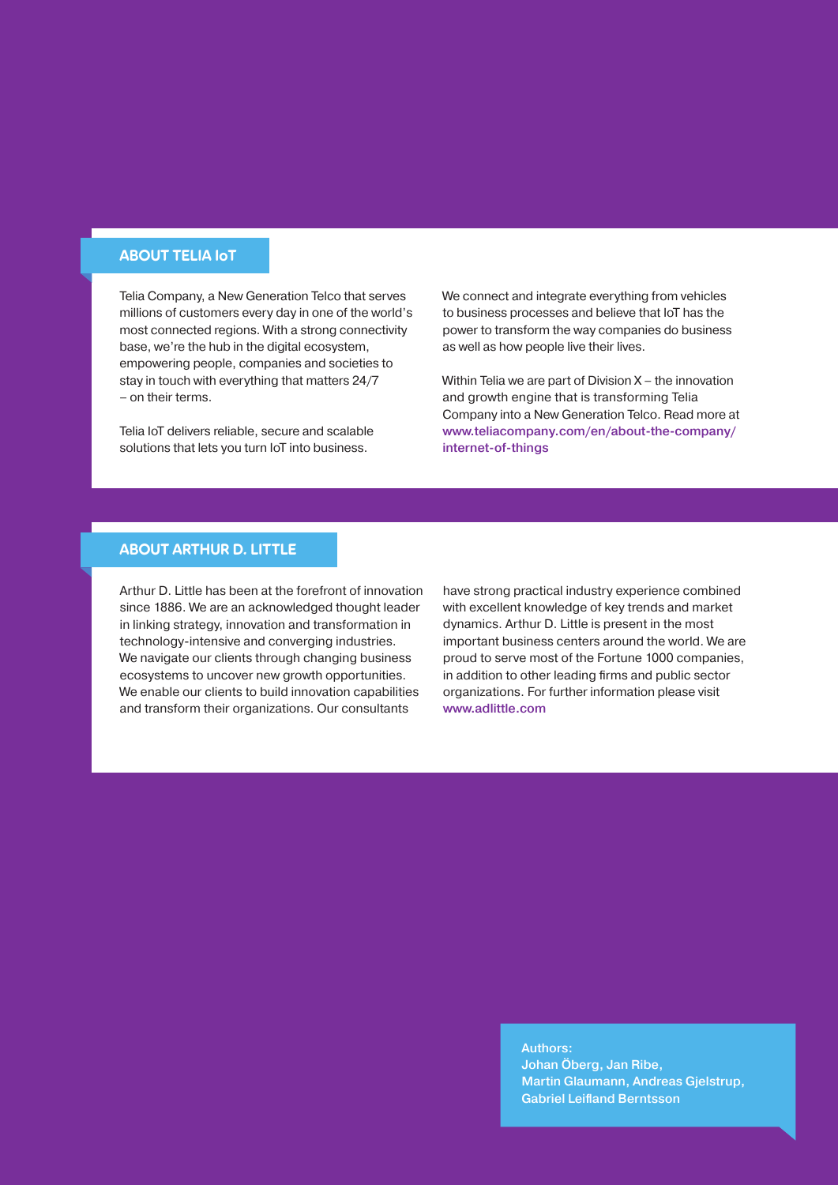## ABOUT TELIA IoT

Telia Company, a New Generation Telco that serves millions of customers every day in one of the world's most connected regions. With a strong connectivity base, we're the hub in the digital ecosystem, empowering people, companies and societies to stay in touch with everything that matters 24/7 – on their terms.

Telia IoT delivers reliable, secure and scalable solutions that lets you turn IoT into business.

We connect and integrate everything from vehicles to business processes and believe that IoT has the power to transform the way companies do business as well as how people live their lives.

Within Telia we are part of Division X – the innovation and growth engine that is transforming Telia Company into a New Generation Telco. Read more at **www.teliacompany.com/en/about-the-company/internet-of-things**

## ABOUT ARTHUR D. LITTLE

Arthur D. Little has been at the forefront of innovation since 1886. We are an acknowledged thought leader in linking strategy, innovation and transformation in technology-intensive and converging industries. We navigate our clients through changing business ecosystems to uncover new growth opportunities. We enable our clients to build innovation capabilities and transform their organizations. Our consultants have strong practical industry experience combined with excellent knowledge of key trends and market dynamics. Arthur D. Little is present in the most important business centers around the world. We are proud to serve most of the Fortune 1000 companies, in addition to other leading firms and public sector organizations. For further information please visit **www.adlittle.com**

**Authors:**
**Johan Öberg, Jan Ribe,**
**Martin Glaumann, Andreas Gjelstrup,**
**Gabriel Leifland Berntsson**